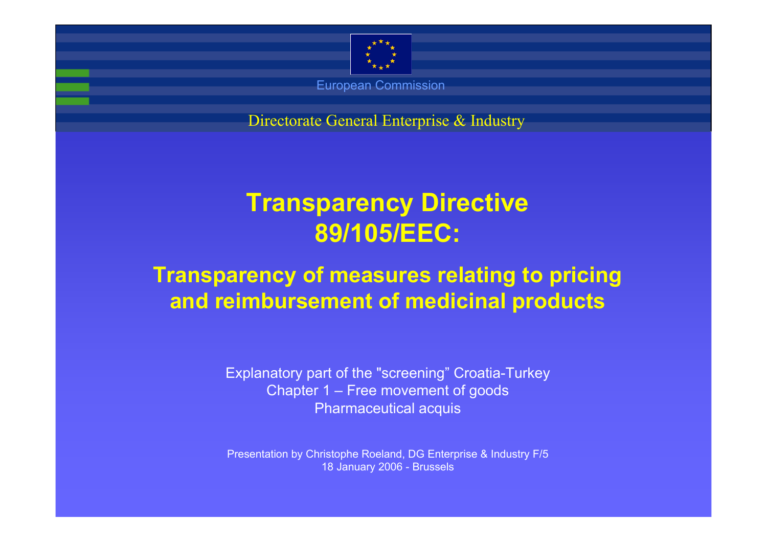European Commission

Directorate General Enterprise & Industry

# Transparency Directive 89/105/EEC:

## Transparency of measures relating to pricing and reimbursement of medicinal products

Explanatory part of the "screening" Croatia-Turkey
Chapter 1 – Free movement of goods
Pharmaceutical acquis

Presentation by Christophe Roeland, DG Enterprise & Industry F/5
18 January 2006 - Brussels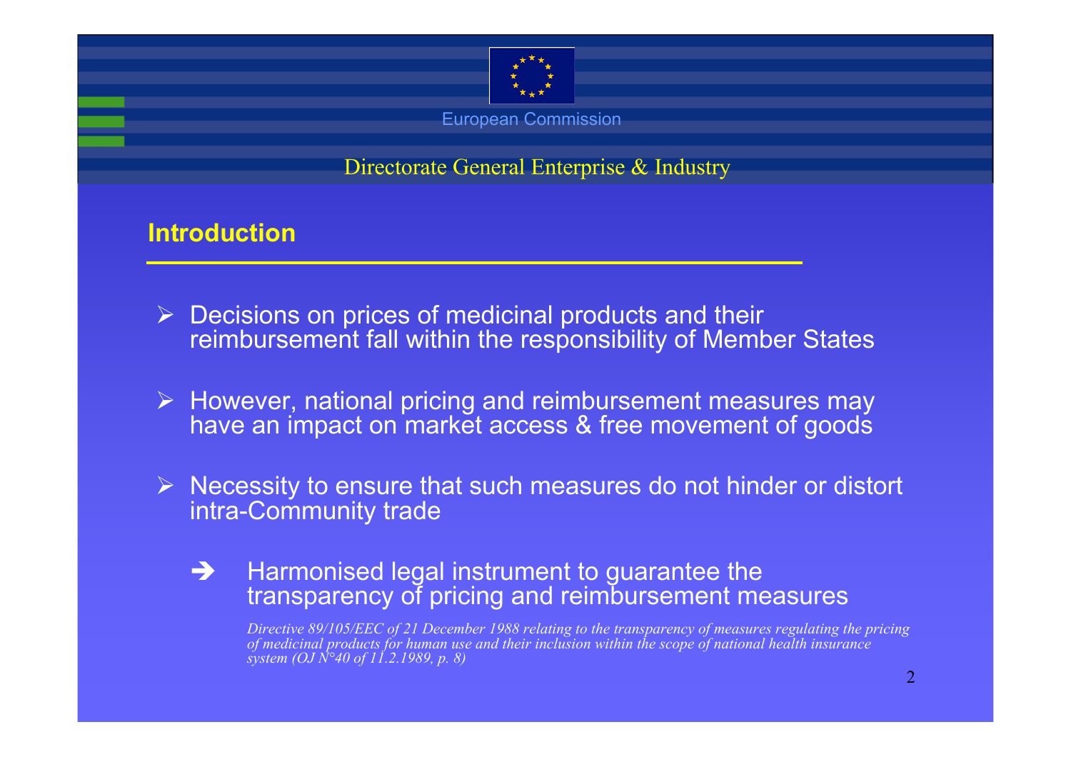European Commission

Directorate General Enterprise & Industry

## Introduction

- Decisions on prices of medicinal products and their reimbursement fall within the responsibility of Member States
- However, national pricing and reimbursement measures may have an impact on market access & free movement of goods
- Necessity to ensure that such measures do not hinder or distort intra-Community trade

  ➔ Harmonised legal instrument to guarantee the transparency of pricing and reimbursement measures

  *Directive 89/105/EEC of 21 December 1988 relating to the transparency of measures regulating the pricing of medicinal products for human use and their inclusion within the scope of national health insurance system (OJ N°40 of 11.2.1989, p. 8)*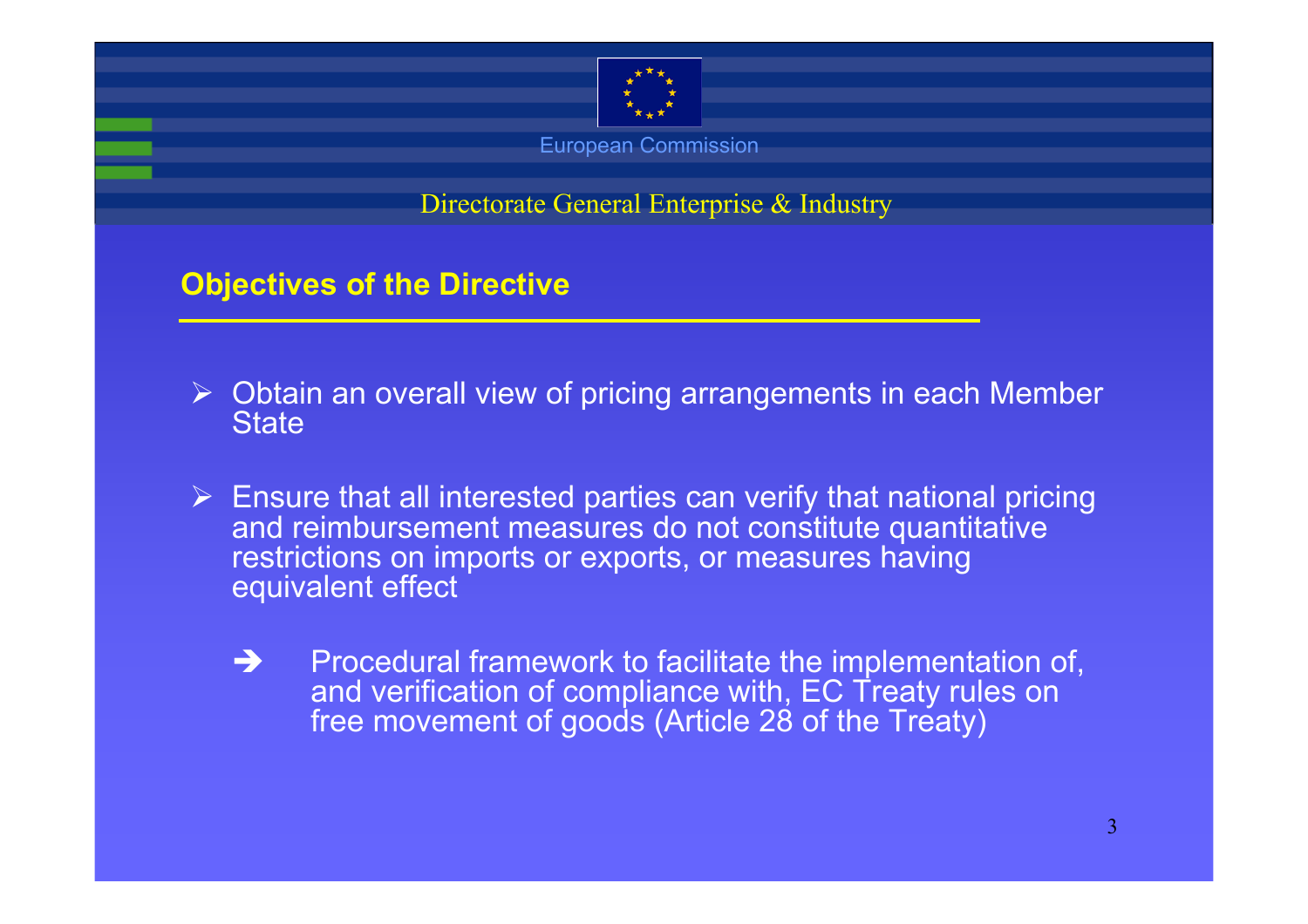## Objectives of the Directive

- Obtain an overall view of pricing arrangements in each Member State

- Ensure that all interested parties can verify that national pricing and reimbursement measures do not constitute quantitative restrictions on imports or exports, or measures having equivalent effect

  ➔ Procedural framework to facilitate the implementation of, and verification of compliance with, EC Treaty rules on free movement of goods (Article 28 of the Treaty)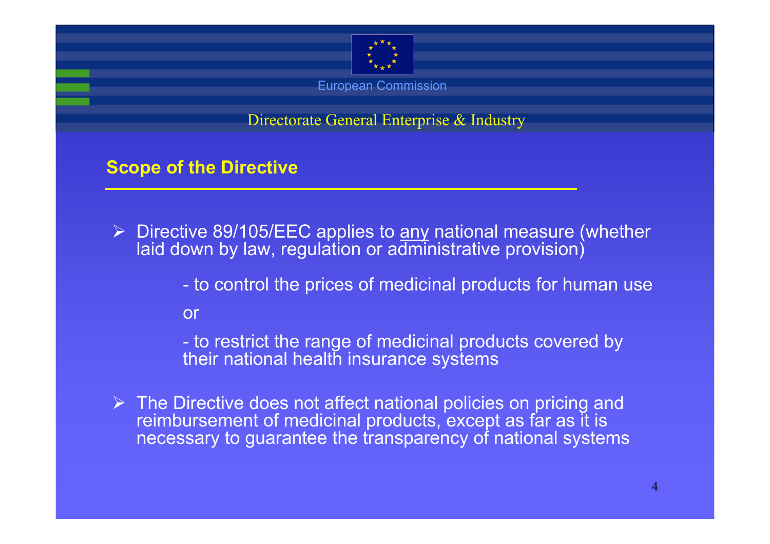## Scope of the Directive

- Directive 89/105/EEC applies to <u>any</u> national measure (whether laid down by law, regulation or administrative provision)

  - to control the prices of medicinal products for human use

  or

  - to restrict the range of medicinal products covered by their national health insurance systems

- The Directive does not affect national policies on pricing and reimbursement of medicinal products, except as far as it is necessary to guarantee the transparency of national systems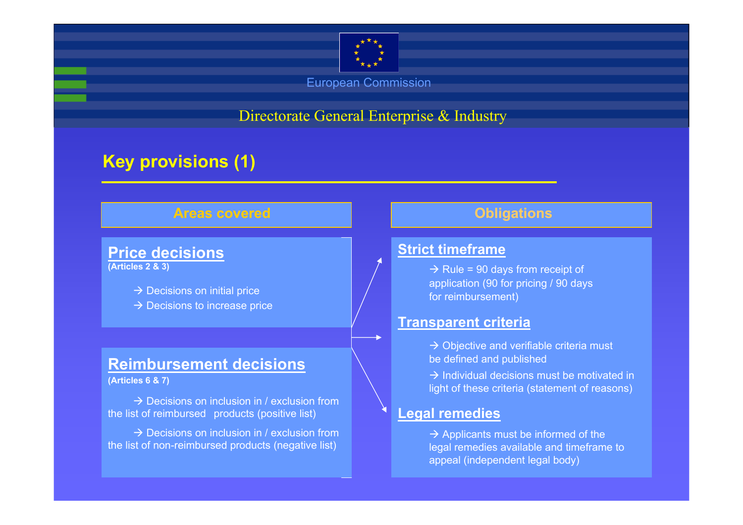European Commission

Directorate General Enterprise & Industry

# Key provisions (1)

## Areas covered

### Price decisions
**(Articles 2 & 3)**

- → Decisions on initial price
- → Decisions to increase price

### Reimbursement decisions
**(Articles 6 & 7)**

- → Decisions on inclusion in / exclusion from the list of reimbursed products (positive list)
- → Decisions on inclusion in / exclusion from the list of non-reimbursed products (negative list)

## Obligations

### Strict timeframe

- → Rule = 90 days from receipt of application (90 for pricing / 90 days for reimbursement)

### Transparent criteria

- → Objective and verifiable criteria must be defined and published
- → Individual decisions must be motivated in light of these criteria (statement of reasons)

### Legal remedies

- → Applicants must be informed of the legal remedies available and timeframe to appeal (independent legal body)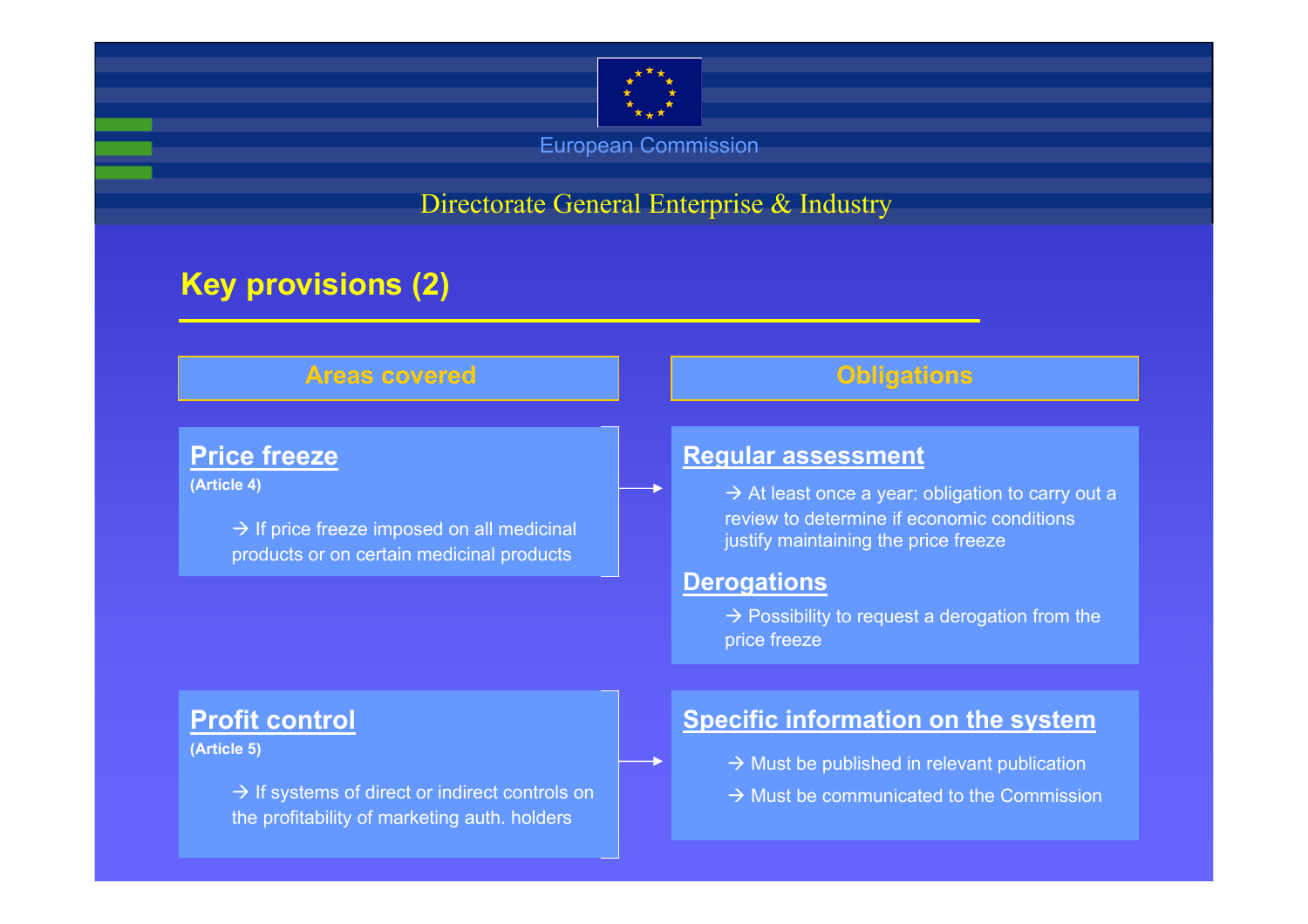European Commission

Directorate General Enterprise & Industry

# Key provisions (2)

| Areas covered | Obligations |
| --- | --- |
| **Price freeze** (Article 4)<br>→ If price freeze imposed on all medicinal products or on certain medicinal products | **Regular assessment**<br>→ At least once a year: obligation to carry out a review to determine if economic conditions justify maintaining the price freeze<br>**Derogations**<br>→ Possibility to request a derogation from the price freeze |
| **Profit control** (Article 5)<br>→ If systems of direct or indirect controls on the profitability of marketing auth. holders | **Specific information on the system**<br>→ Must be published in relevant publication<br>→ Must be communicated to the Commission |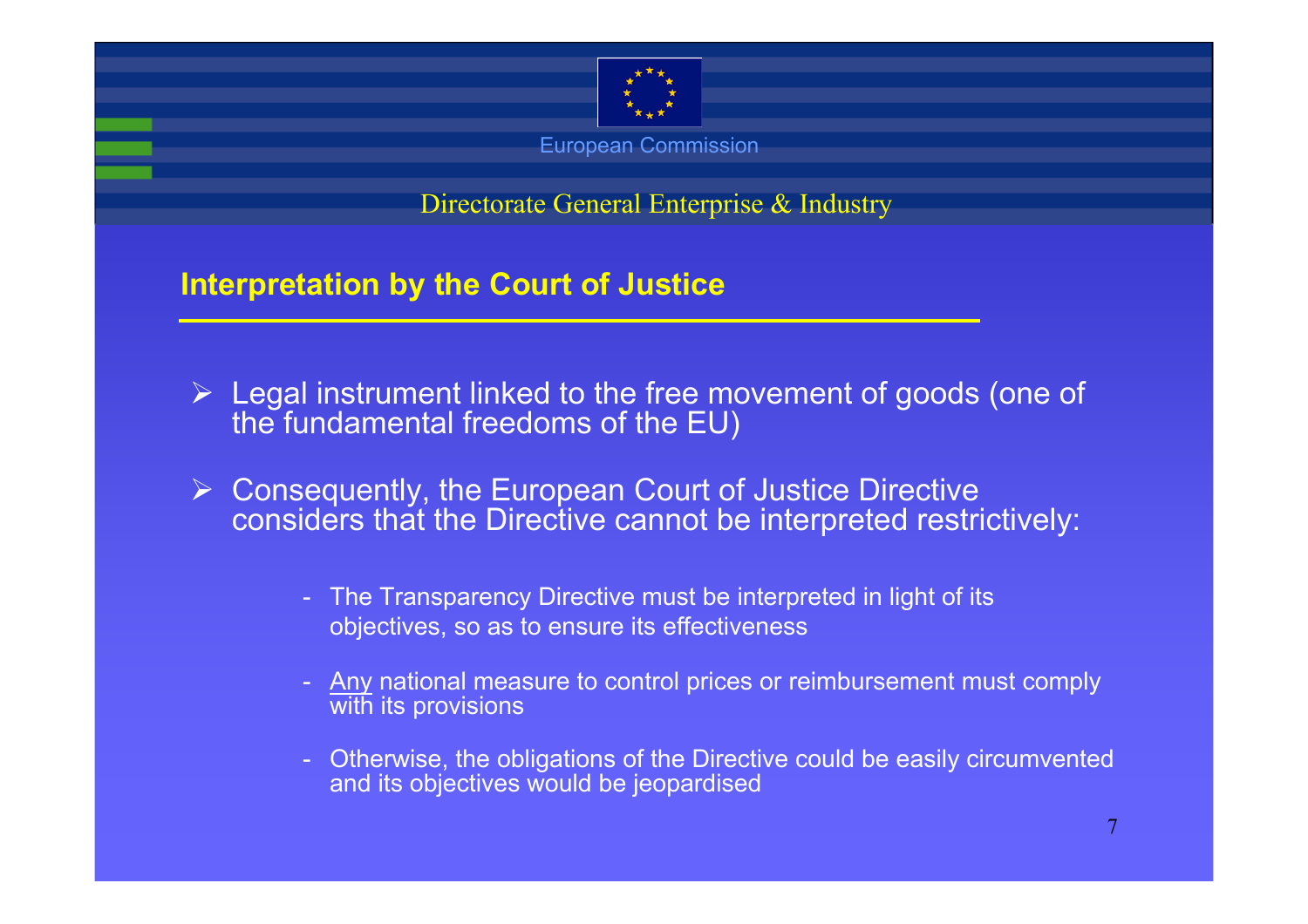## Interpretation by the Court of Justice

- Legal instrument linked to the free movement of goods (one of the fundamental freedoms of the EU)
- Consequently, the European Court of Justice Directive considers that the Directive cannot be interpreted restrictively:
  - The Transparency Directive must be interpreted in light of its objectives, so as to ensure its effectiveness
  - Any national measure to control prices or reimbursement must comply with its provisions
  - Otherwise, the obligations of the Directive could be easily circumvented and its objectives would be jeopardised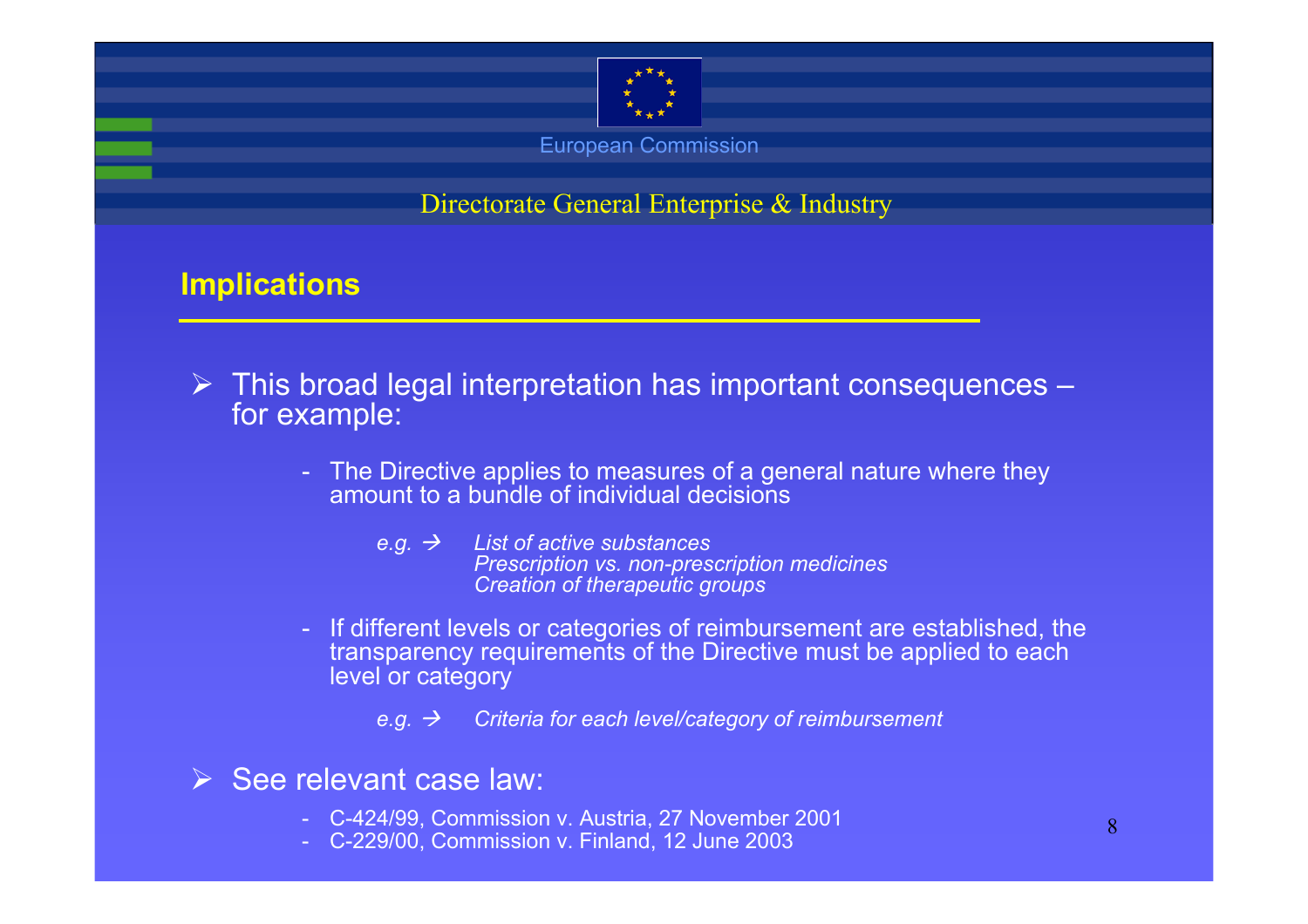## Implications

- This broad legal interpretation has important consequences – for example:
  - The Directive applies to measures of a general nature where they amount to a bundle of individual decisions

    *e.g. →* *List of active substances*
    *Prescription vs. non-prescription medicines*
    *Creation of therapeutic groups*

  - If different levels or categories of reimbursement are established, the transparency requirements of the Directive must be applied to each level or category

    *e.g. →* *Criteria for each level/category of reimbursement*

- See relevant case law:
  - C-424/99, Commission v. Austria, 27 November 2001
  - C-229/00, Commission v. Finland, 12 June 2003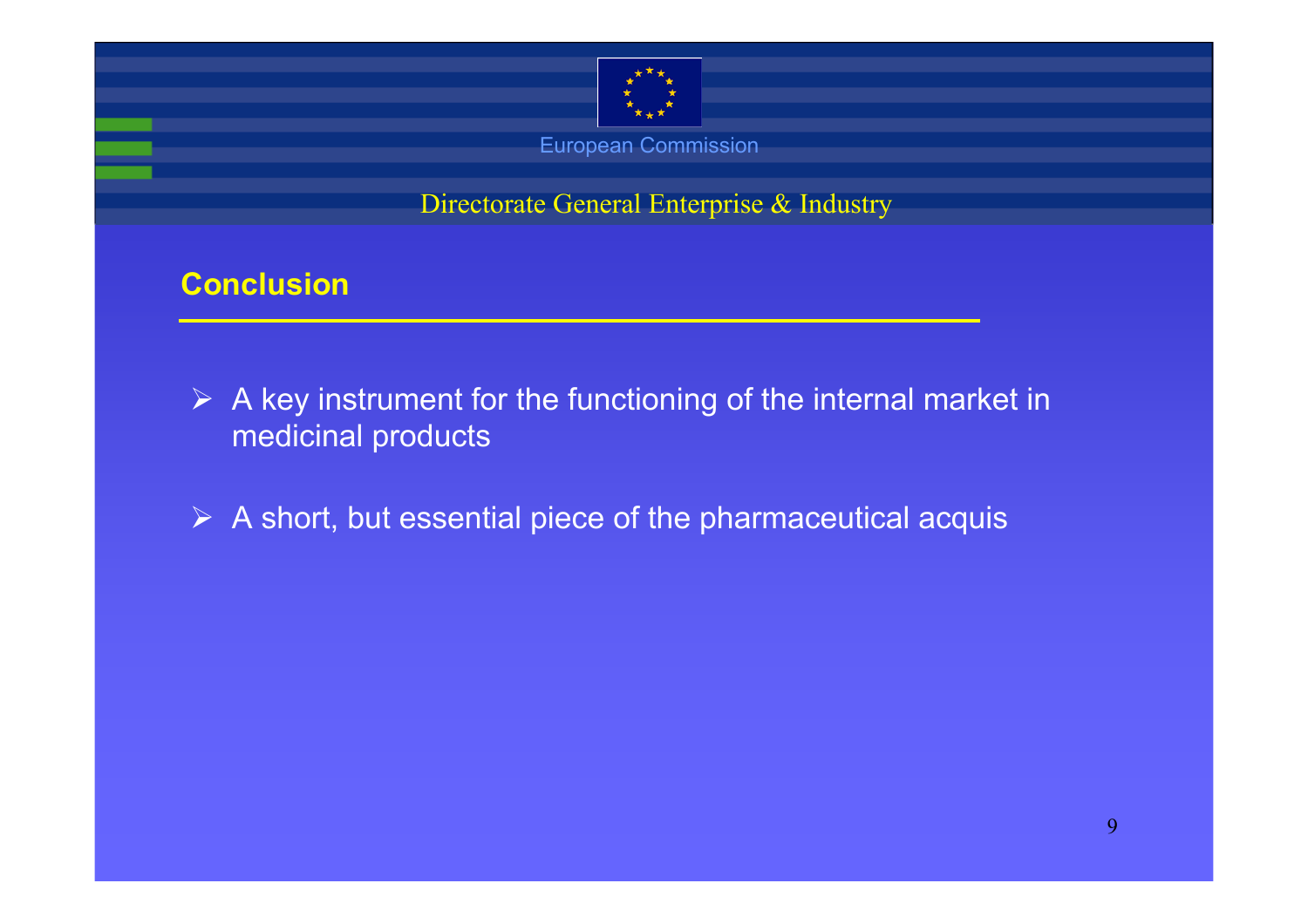European Commission

Directorate General Enterprise & Industry

## Conclusion

- A key instrument for the functioning of the internal market in medicinal products
- A short, but essential piece of the pharmaceutical acquis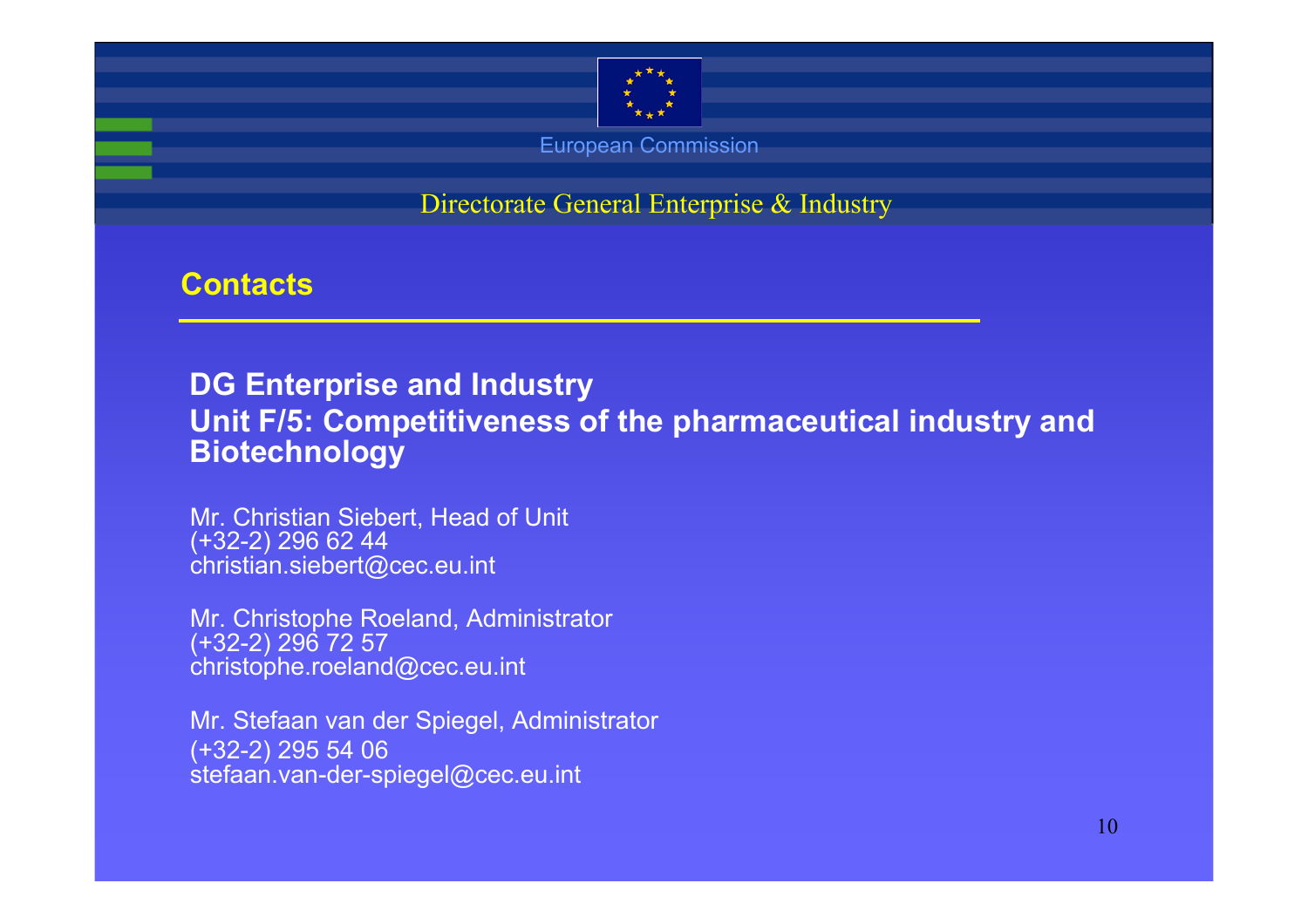European Commission

Directorate General Enterprise & Industry

## Contacts

**DG Enterprise and Industry**
**Unit F/5: Competitiveness of the pharmaceutical industry and Biotechnology**

Mr. Christian Siebert, Head of Unit
(+32-2) 296 62 44
christian.siebert@cec.eu.int

Mr. Christophe Roeland, Administrator
(+32-2) 296 72 57
christophe.roeland@cec.eu.int

Mr. Stefaan van der Spiegel, Administrator
(+32-2) 295 54 06
stefaan.van-der-spiegel@cec.eu.int